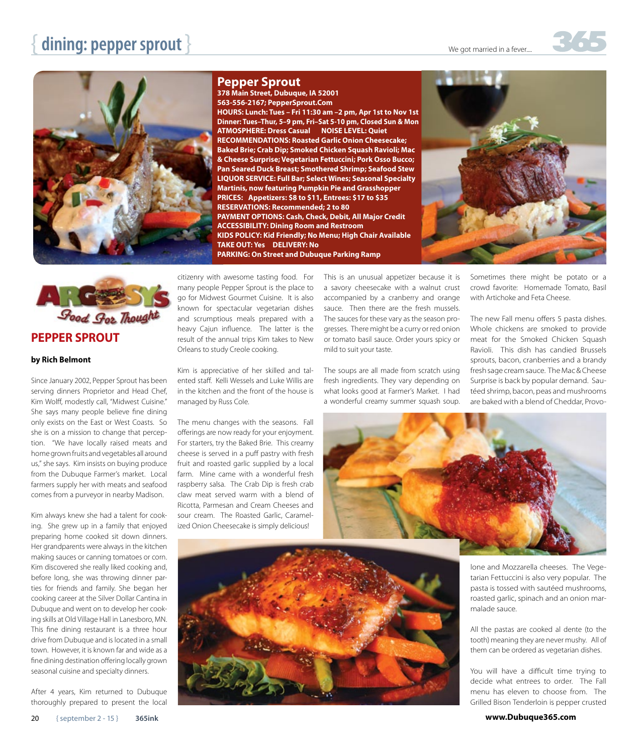## Pepper Sprout

**378 Main Street, Dubuque, IA 52001**
**563-556-2167; PepperSprout.Com**
**HOURS: Lunch: Tues – Fri 11:30 am –2 pm, Apr 1st to Nov 1st**
**Dinner: Tues–Thur, 5–9 pm, Fri–Sat 5-10 pm, Closed Sun & Mon**
**ATMOSPHERE: Dress Casual NOISE LEVEL: Quiet**
**RECOMMENDATIONS: Roasted Garlic Onion Cheesecake; Baked Brie; Crab Dip; Smoked Chicken Squash Ravioli; Mac & Cheese Surprise; Vegetarian Fettuccini; Pork Osso Bucco; Pan Seared Duck Breast; Smothered Shrimp; Seafood Stew**
**LIQUOR SERVICE: Full Bar; Select Wines; Seasonal Specialty Martinis, now featuring Pumpkin Pie and Grasshopper**
**PRICES: Appetizers: $8 to $11, Entrees: $17 to $35**
**RESERVATIONS: Recommended; 2 to 80**
**PAYMENT OPTIONS: Cash, Check, Debit, All Major Credit**
**ACCESSIBILITY: Dining Room and Restroom**
**KIDS POLICY: Kid Friendly; No Menu; High Chair Available**
**TAKE OUT: Yes DELIVERY: No**
**PARKING: On Street and Dubuque Parking Ramp**

Argosy's Food For Thought

# PEPPER SPROUT

**by Rich Belmont**

Since January 2002, Pepper Sprout has been serving dinners Proprietor and Head Chef, Kim Wolff, modestly call, "Midwest Cuisine." She says many people believe fine dining only exists on the East or West Coasts. So she is on a mission to change that perception. "We have locally raised meats and home grown fruits and vegetables all around us," she says. Kim insists on buying produce from the Dubuque Farmer's market. Local farmers supply her with meats and seafood comes from a purveyor in nearby Madison.

Kim always knew she had a talent for cooking. She grew up in a family that enjoyed preparing home cooked sit down dinners. Her grandparents were always in the kitchen making sauces or canning tomatoes or corn. Kim discovered she really liked cooking and, before long, she was throwing dinner parties for friends and family. She began her cooking career at the Silver Dollar Cantina in Dubuque and went on to develop her cooking skills at Old Village Hall in Lanesboro, MN. This fine dining restaurant is a three hour drive from Dubuque and is located in a small town. However, it is known far and wide as a fine dining destination offering locally grown seasonal cuisine and specialty dinners.

After 4 years, Kim returned to Dubuque thoroughly prepared to present the local citizenry with awesome tasting food. For many people Pepper Sprout is the place to go for Midwest Gourmet Cuisine. It is also known for spectacular vegetarian dishes and scrumptious meals prepared with a heavy Cajun influence. The latter is the result of the annual trips Kim takes to New Orleans to study Creole cooking.

Kim is appreciative of her skilled and talented staff. Kelli Wessels and Luke Willis are in the kitchen and the front of the house is managed by Russ Cole.

The menu changes with the seasons. Fall offerings are now ready for your enjoyment. For starters, try the Baked Brie. This creamy cheese is served in a puff pastry with fresh fruit and roasted garlic supplied by a local farm. Mine came with a wonderful fresh raspberry salsa. The Crab Dip is fresh crab claw meat served warm with a blend of Ricotta, Parmesan and Cream Cheeses and sour cream. The Roasted Garlic, Caramelized Onion Cheesecake is simply delicious!

This is an unusual appetizer because it is a savory cheesecake with a walnut crust accompanied by a cranberry and orange sauce. Then there are the fresh mussels. The sauces for these vary as the season progresses. There might be a curry or red onion or tomato basil sauce. Order yours spicy or mild to suit your taste.

The soups are all made from scratch using fresh ingredients. They vary depending on what looks good at Farmer's Market. I had a wonderful creamy summer squash soup. Sometimes there might be potato or a crowd favorite: Homemade Tomato, Basil with Artichoke and Feta Cheese.

The new Fall menu offers 5 pasta dishes. Whole chickens are smoked to provide meat for the Smoked Chicken Squash Ravioli. This dish has candied Brussels sprouts, bacon, cranberries and a brandy fresh sage cream sauce. The Mac & Cheese Surprise is back by popular demand. Sautéed shrimp, bacon, peas and mushrooms are baked with a blend of Cheddar, Provolone and Mozzarella cheeses. The Vegetarian Fettuccini is also very popular. The pasta is tossed with sautéed mushrooms, roasted garlic, spinach and an onion marmalade sauce.

All the pastas are cooked al dente (to the tooth) meaning they are never mushy. All of them can be ordered as vegetarian dishes.

You will have a difficult time trying to decide what entrees to order. The Fall menu has eleven to choose from. The Grilled Bison Tenderloin is pepper crusted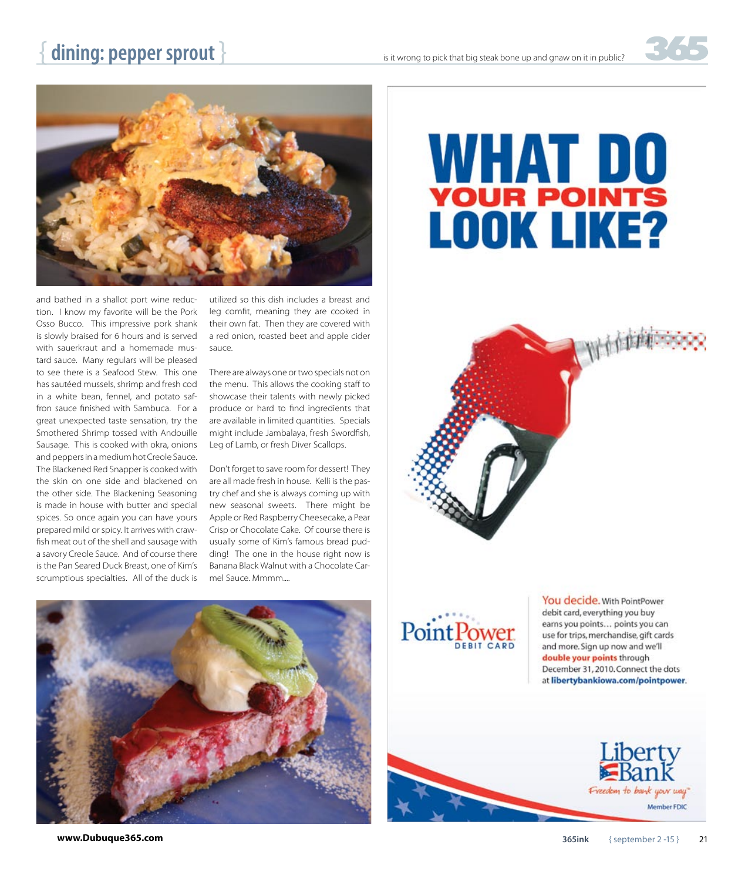and bathed in a shallot port wine reduction. I know my favorite will be the Pork Osso Bucco. This impressive pork shank is slowly braised for 6 hours and is served with sauerkraut and a homemade mustard sauce. Many regulars will be pleased to see there is a Seafood Stew. This one has sautéed mussels, shrimp and fresh cod in a white bean, fennel, and potato saffron sauce finished with Sambuca. For a great unexpected taste sensation, try the Smothered Shrimp tossed with Andouille Sausage. This is cooked with okra, onions and peppers in a medium hot Creole Sauce. The Blackened Red Snapper is cooked with the skin on one side and blackened on the other side. The Blackening Seasoning is made in house with butter and special spices. So once again you can have yours prepared mild or spicy. It arrives with crawfish meat out of the shell and sausage with a savory Creole Sauce. And of course there is the Pan Seared Duck Breast, one of Kim's scrumptious specialties. All of the duck is utilized so this dish includes a breast and leg comfit, meaning they are cooked in their own fat. Then they are covered with a red onion, roasted beet and apple cider sauce.

There are always one or two specials not on the menu. This allows the cooking staff to showcase their talents with newly picked produce or hard to find ingredients that are available in limited quantities. Specials might include Jambalaya, fresh Swordfish, Leg of Lamb, or fresh Diver Scallops.

Don't forget to save room for dessert! They are all made fresh in house. Kelli is the pastry chef and she is always coming up with new seasonal sweets. There might be Apple or Red Raspberry Cheesecake, a Pear Crisp or Chocolate Cake. Of course there is usually some of Kim's famous bread pudding! The one in the house right now is Banana Black Walnut with a Chocolate Carmel Sauce. Mmmm....

# WHAT DO YOUR POINTS LOOK LIKE?

PointPower DEBIT CARD

You decide. With PointPower debit card, everything you buy earns you points… points you can use for trips, merchandise, gift cards and more. Sign up now and we'll **double your points** through December 31, 2010. Connect the dots at **libertybankiowa.com/pointpower**.

Liberty Bank
Freedom to bank your way™
Member FDIC